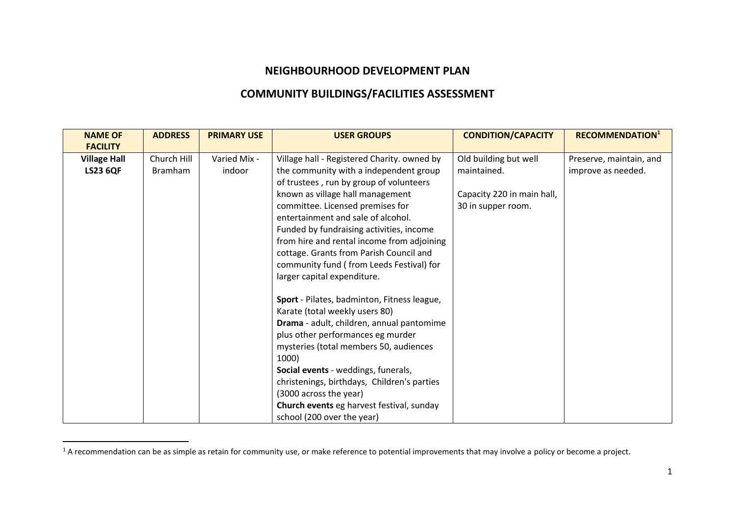# NEIGHBOURHOOD DEVELOPMENT PLAN

## COMMUNITY BUILDINGS/FACILITIES ASSESSMENT

| NAME OF FACILITY | ADDRESS | PRIMARY USE | USER GROUPS | CONDITION/CAPACITY | RECOMMENDATION[1] |
|---|---|---|---|---|---|
| **Village Hall LS23 6QF** | Church Hill Bramham | Varied Mix - indoor | Village hall - Registered Charity. owned by the community with a independent group of trustees , run by group of volunteers known as village hall management committee. Licensed premises for entertainment and sale of alcohol. Funded by fundraising activities, income from hire and rental income from adjoining cottage. Grants from Parish Council and community fund ( from Leeds Festival) for larger capital expenditure.<br><br>**Sport** - Pilates, badminton, Fitness league, Karate (total weekly users 80)<br>**Drama** - adult, children, annual pantomime plus other performances eg murder mysteries (total members 50, audiences 1000)<br>**Social events** - weddings, funerals, christenings, birthdays, Children's parties (3000 across the year)<br>**Church events** eg harvest festival, sunday school (200 over the year) | Old building but well maintained.<br><br>Capacity 220 in main hall, 30 in supper room. | Preserve, maintain, and improve as needed. |

[1] A recommendation can be as simple as retain for community use, or make reference to potential improvements that may involve a policy or become a project.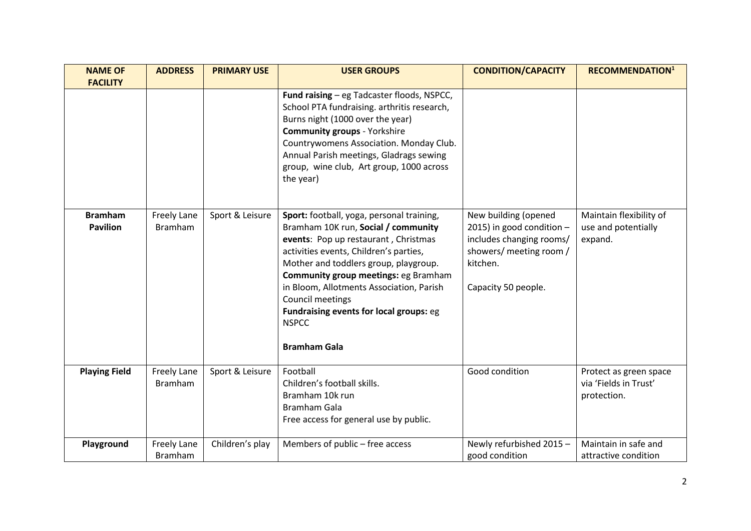| NAME OF FACILITY | ADDRESS | PRIMARY USE | USER GROUPS | CONDITION/CAPACITY | RECOMMENDATION[1] |
|---|---|---|---|---|---|
| | | | **Fund raising** – eg Tadcaster floods, NSPCC, School PTA fundraising. arthritis research, Burns night (1000 over the year)<br>**Community groups** - Yorkshire Countrywomens Association. Monday Club. Annual Parish meetings, Gladrags sewing group, wine club, Art group, 1000 across the year) | | |
| **Bramham Pavilion** | Freely Lane Bramham | Sport & Leisure | **Sport:** football, yoga, personal training, Bramham 10K run, **Social / community events**: Pop up restaurant , Christmas activities events, Children's parties, Mother and toddlers group, playgroup.<br>**Community group meetings:** eg Bramham in Bloom, Allotments Association, Parish Council meetings<br>**Fundraising events for local groups:** eg **NSPCC**<br><br>**Bramham Gala** | New building (opened 2015) in good condition – includes changing rooms/ showers/ meeting room / kitchen.<br><br>Capacity 50 people. | Maintain flexibility of use and potentially expand. |
| **Playing Field** | Freely Lane Bramham | Sport & Leisure | Football<br>Children's football skills.<br>Bramham 10k run<br>Bramham Gala<br>Free access for general use by public. | Good condition | Protect as green space via 'Fields in Trust' protection. |
| **Playground** | Freely Lane Bramham | Children's play | Members of public – free access | Newly refurbished 2015 – good condition | Maintain in safe and attractive condition |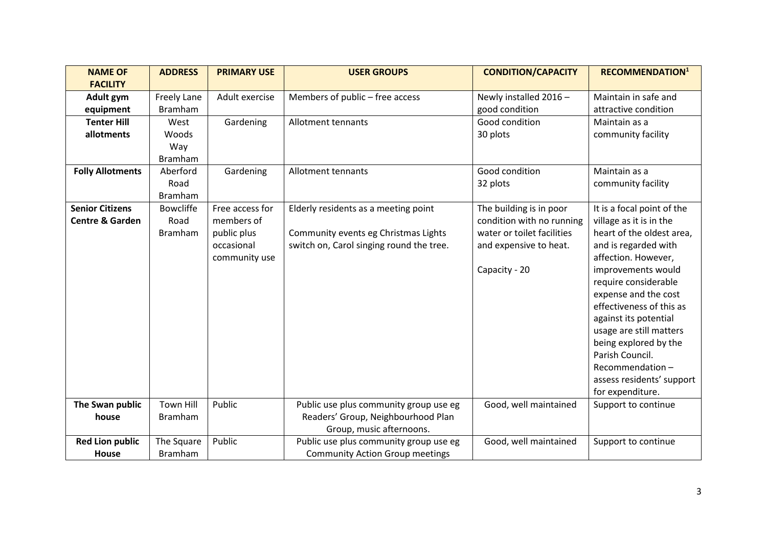| NAME OF FACILITY | ADDRESS | PRIMARY USE | USER GROUPS | CONDITION/CAPACITY | RECOMMENDATION[1] |
|---|---|---|---|---|---|
| **Adult gym equipment** | Freely Lane Bramham | Adult exercise | Members of public – free access | Newly installed 2016 – good condition | Maintain in safe and attractive condition |
| **Tenter Hill allotments** | West Woods Way Bramham | Gardening | Allotment tennants | Good condition 30 plots | Maintain as a community facility |
| **Folly Allotments** | Aberford Road Bramham | Gardening | Allotment tennants | Good condition 32 plots | Maintain as a community facility |
| **Senior Citizens Centre & Garden** | Bowcliffe Road Bramham | Free access for members of public plus occasional community use | Elderly residents as a meeting point<br><br>Community events eg Christmas Lights switch on, Carol singing round the tree. | The building is in poor condition with no running water or toilet facilities and expensive to heat.<br><br>Capacity - 20 | It is a focal point of the village as it is in the heart of the oldest area, and is regarded with affection. However, improvements would require considerable expense and the cost effectiveness of this as against its potential usage are still matters being explored by the Parish Council. Recommendation – assess residents' support for expenditure. |
| **The Swan public house** | Town Hill Bramham | Public | Public use plus community group use eg Readers' Group, Neighbourhood Plan Group, music afternoons. | Good, well maintained | Support to continue |
| **Red Lion public House** | The Square Bramham | Public | Public use plus community group use eg Community Action Group meetings | Good, well maintained | Support to continue |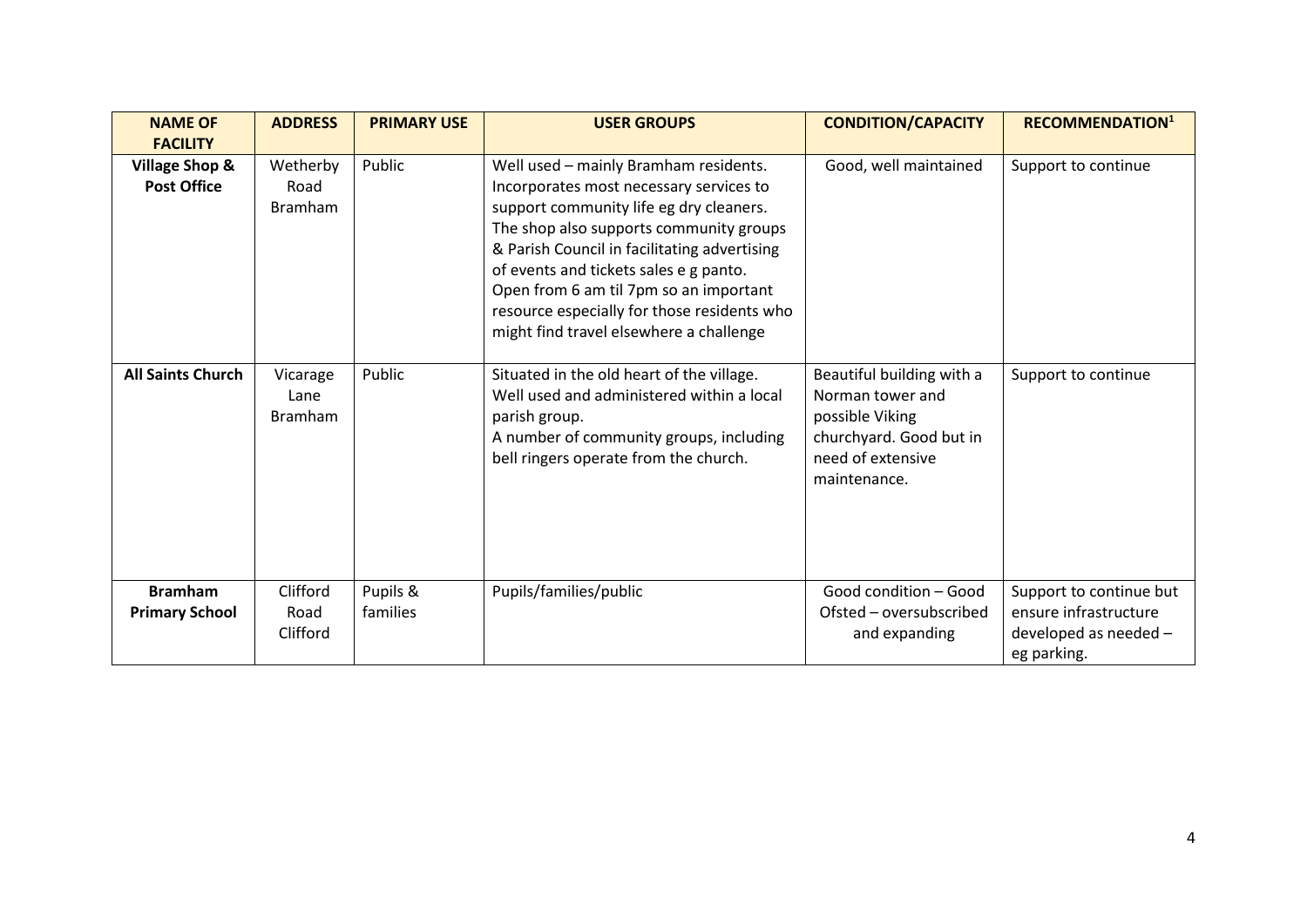| NAME OF FACILITY | ADDRESS | PRIMARY USE | USER GROUPS | CONDITION/CAPACITY | RECOMMENDATION[1] |
|---|---|---|---|---|---|
| **Village Shop & Post Office** | Wetherby Road Bramham | Public | Well used – mainly Bramham residents. Incorporates most necessary services to support community life eg dry cleaners. The shop also supports community groups & Parish Council in facilitating advertising of events and tickets sales e g panto. Open from 6 am til 7pm so an important resource especially for those residents who might find travel elsewhere a challenge | Good, well maintained | Support to continue |
| **All Saints Church** | Vicarage Lane Bramham | Public | Situated in the old heart of the village. Well used and administered within a local parish group. A number of community groups, including bell ringers operate from the church. | Beautiful building with a Norman tower and possible Viking churchyard. Good but in need of extensive maintenance. | Support to continue |
| **Bramham Primary School** | Clifford Road Clifford | Pupils & families | Pupils/families/public | Good condition – Good Ofsted – oversubscribed and expanding | Support to continue but ensure infrastructure developed as needed – eg parking. |